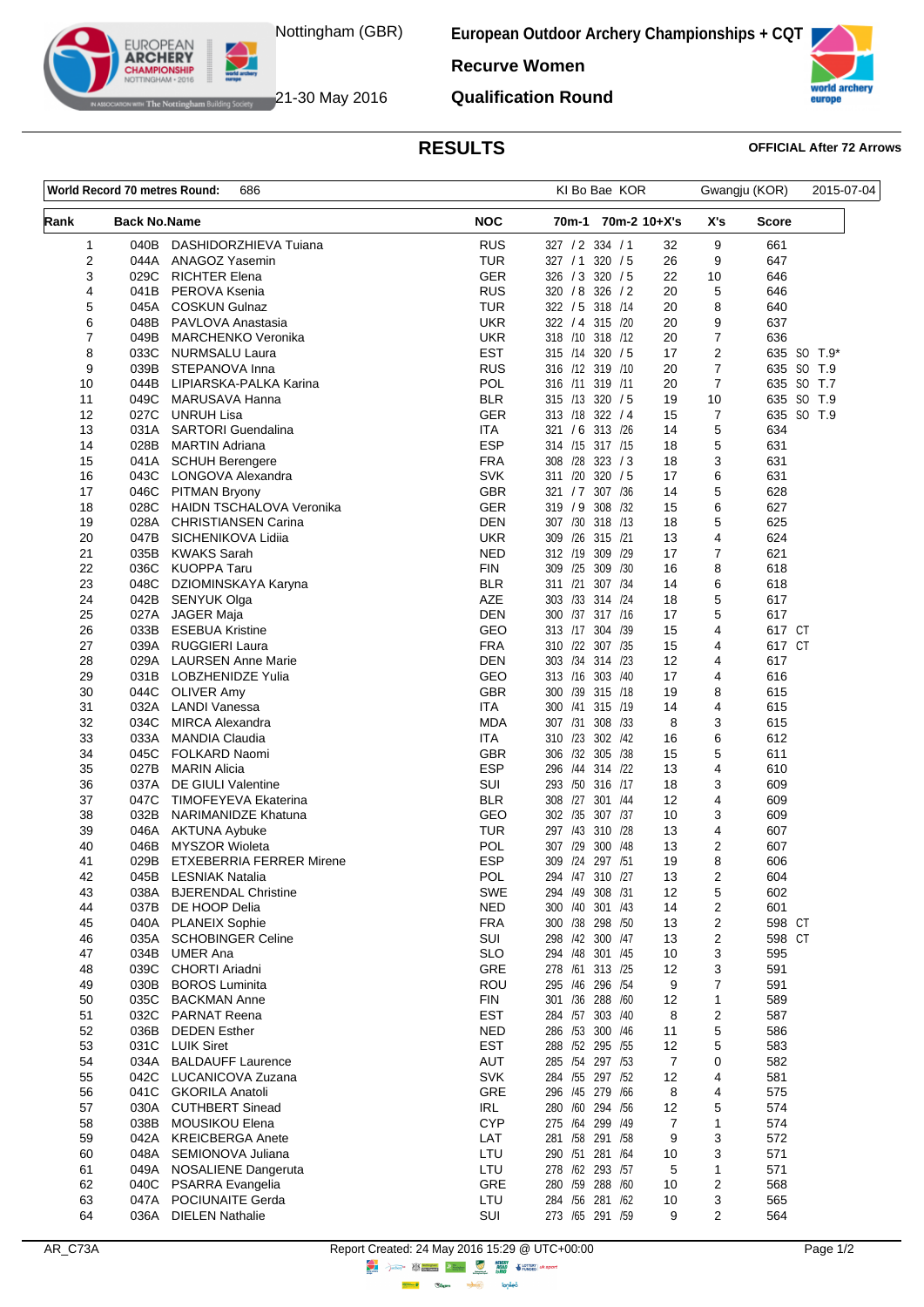Nottingham (GBR)

21-30 May 2016

# European Outdoor Archery Championships + CQT

## Recurve Women

## Qualification Round

## RESULTS

**OFFICIAL After 72 Arrows**

| World Record 70 metres Round: | 686 | KI Bo Bae KOR | Gwangju (KOR) | 2015-07-04 |
|---|---|---|---|---|

| Rank | Back No. | Name | NOC | 70m-1 | 70m-2 | 10+X's | X's | Score | |
|---|---|---|---|---|---|---|---|---|---|
| 1 | 040B | DASHIDORZHIEVA Tuiana | RUS | 327 / 2 | 334 / 1 | 32 | 9 | 661 | |
| 2 | 044A | ANAGOZ Yasemin | TUR | 327 / 1 | 320 / 5 | 26 | 9 | 647 | |
| 3 | 029C | RICHTER Elena | GER | 326 / 3 | 320 / 5 | 22 | 10 | 646 | |
| 4 | 041B | PEROVA Ksenia | RUS | 320 / 8 | 326 / 2 | 20 | 5 | 646 | |
| 5 | 045A | COSKUN Gulnaz | TUR | 322 / 5 | 318 /14 | 20 | 8 | 640 | |
| 6 | 048B | PAVLOVA Anastasia | UKR | 322 / 4 | 315 /20 | 20 | 9 | 637 | |
| 7 | 049B | MARCHENKO Veronika | UKR | 318 /10 | 318 /12 | 20 | 7 | 636 | |
| 8 | 033C | NURMSALU Laura | EST | 315 /14 | 320 / 5 | 17 | 2 | 635 | SO T.9* |
| 9 | 039B | STEPANOVA Inna | RUS | 316 /12 | 319 /10 | 20 | 7 | 635 | SO T.9 |
| 10 | 044B | LIPIARSKA-PALKA Karina | POL | 316 /11 | 319 /11 | 20 | 7 | 635 | SO T.7 |
| 11 | 049C | MARUSAVA Hanna | BLR | 315 /13 | 320 / 5 | 19 | 10 | 635 | SO T.9 |
| 12 | 027C | UNRUH Lisa | GER | 313 /18 | 322 / 4 | 15 | 7 | 635 | SO T.9 |
| 13 | 031A | SARTORI Guendalina | ITA | 321 / 6 | 313 /26 | 14 | 5 | 634 | |
| 14 | 028B | MARTIN Adriana | ESP | 314 /15 | 317 /15 | 18 | 5 | 631 | |
| 15 | 041A | SCHUH Berengere | FRA | 308 /28 | 323 / 3 | 18 | 3 | 631 | |
| 16 | 043C | LONGOVA Alexandra | SVK | 311 /20 | 320 / 5 | 17 | 6 | 631 | |
| 17 | 046C | PITMAN Bryony | GBR | 321 / 7 | 307 /36 | 14 | 5 | 628 | |
| 18 | 028C | HAIDN TSCHALOVA Veronika | GER | 319 / 9 | 308 /32 | 15 | 6 | 627 | |
| 19 | 028A | CHRISTIANSEN Carina | DEN | 307 /30 | 318 /13 | 18 | 5 | 625 | |
| 20 | 047B | SICHENIKOVA Lidiia | UKR | 309 /26 | 315 /21 | 13 | 4 | 624 | |
| 21 | 035B | KWAKS Sarah | NED | 312 /19 | 309 /29 | 17 | 7 | 621 | |
| 22 | 036C | KUOPPA Taru | FIN | 309 /25 | 309 /30 | 16 | 8 | 618 | |
| 23 | 048C | DZIOMINSKAYA Karyna | BLR | 311 /21 | 307 /34 | 14 | 6 | 618 | |
| 24 | 042B | SENYUK Olga | AZE | 303 /33 | 314 /24 | 18 | 5 | 617 | |
| 25 | 027A | JAGER Maja | DEN | 300 /37 | 317 /16 | 17 | 5 | 617 | |
| 26 | 033B | ESEBUA Kristine | GEO | 313 /17 | 304 /39 | 15 | 4 | 617 | CT |
| 27 | 039A | RUGGIERI Laura | FRA | 310 /22 | 307 /35 | 15 | 4 | 617 | CT |
| 28 | 029A | LAURSEN Anne Marie | DEN | 303 /34 | 314 /23 | 12 | 4 | 617 | |
| 29 | 031B | LOBZHENIDZE Yulia | GEO | 313 /16 | 303 /40 | 17 | 4 | 616 | |
| 30 | 044C | OLIVER Amy | GBR | 300 /39 | 315 /18 | 19 | 8 | 615 | |
| 31 | 032A | LANDI Vanessa | ITA | 300 /41 | 315 /19 | 14 | 4 | 615 | |
| 32 | 034C | MIRCA Alexandra | MDA | 307 /31 | 308 /33 | 8 | 3 | 615 | |
| 33 | 033A | MANDIA Claudia | ITA | 310 /23 | 302 /42 | 16 | 6 | 612 | |
| 34 | 045C | FOLKARD Naomi | GBR | 306 /32 | 305 /38 | 15 | 5 | 611 | |
| 35 | 027B | MARIN Alicia | ESP | 296 /44 | 314 /22 | 13 | 4 | 610 | |
| 36 | 037A | DE GIULI Valentine | SUI | 293 /50 | 316 /17 | 18 | 3 | 609 | |
| 37 | 047C | TIMOFEYEVA Ekaterina | BLR | 308 /27 | 301 /44 | 12 | 4 | 609 | |
| 38 | 032B | NARIMANIDZE Khatuna | GEO | 302 /35 | 307 /37 | 10 | 3 | 609 | |
| 39 | 046A | AKTUNA Aybuke | TUR | 297 /43 | 310 /28 | 13 | 4 | 607 | |
| 40 | 046B | MYSZOR Wioleta | POL | 307 /29 | 300 /48 | 13 | 2 | 607 | |
| 41 | 029B | ETXEBERRIA FERRER Mirene | ESP | 309 /24 | 297 /51 | 19 | 8 | 606 | |
| 42 | 045B | LESNIAK Natalia | POL | 294 /47 | 310 /27 | 13 | 2 | 604 | |
| 43 | 038A | BJERENDAL Christine | SWE | 294 /49 | 308 /31 | 12 | 5 | 602 | |
| 44 | 037B | DE HOOP Delia | NED | 300 /40 | 301 /43 | 14 | 2 | 601 | |
| 45 | 040A | PLANEIX Sophie | FRA | 300 /38 | 298 /50 | 13 | 2 | 598 | CT |
| 46 | 035A | SCHOBINGER Celine | SUI | 298 /42 | 300 /47 | 13 | 2 | 598 | CT |
| 47 | 034B | UMER Ana | SLO | 294 /48 | 301 /45 | 10 | 3 | 595 | |
| 48 | 039C | CHORTI Ariadni | GRE | 278 /61 | 313 /25 | 12 | 3 | 591 | |
| 49 | 030B | BOROS Luminita | ROU | 295 /46 | 296 /54 | 9 | 7 | 591 | |
| 50 | 035C | BACKMAN Anne | FIN | 301 /36 | 288 /60 | 12 | 1 | 589 | |
| 51 | 032C | PARNAT Reena | EST | 284 /57 | 303 /40 | 8 | 2 | 587 | |
| 52 | 036B | DEDEN Esther | NED | 286 /53 | 300 /46 | 11 | 5 | 586 | |
| 53 | 031C | LUIK Siret | EST | 288 /52 | 295 /55 | 12 | 5 | 583 | |
| 54 | 034A | BALDAUFF Laurence | AUT | 285 /54 | 297 /53 | 7 | 0 | 582 | |
| 55 | 042C | LUCANICOVA Zuzana | SVK | 284 /55 | 297 /52 | 12 | 4 | 581 | |
| 56 | 041C | GKORILA Anatoli | GRE | 296 /45 | 279 /66 | 8 | 4 | 575 | |
| 57 | 030A | CUTHBERT Sinead | IRL | 280 /60 | 294 /56 | 12 | 5 | 574 | |
| 58 | 038B | MOUSIKOU Elena | CYP | 275 /64 | 299 /49 | 7 | 1 | 574 | |
| 59 | 042A | KREICBERGA Anete | LAT | 281 /58 | 291 /58 | 9 | 3 | 572 | |
| 60 | 048A | SEMIONOVA Juliana | LTU | 290 /51 | 281 /64 | 10 | 3 | 571 | |
| 61 | 049A | NOSALIENE Dangeruta | LTU | 278 /62 | 293 /57 | 5 | 1 | 571 | |
| 62 | 040C | PSARRA Evangelia | GRE | 280 /59 | 288 /60 | 10 | 2 | 568 | |
| 63 | 047A | POCIUNAITE Gerda | LTU | 284 /56 | 281 /62 | 10 | 3 | 565 | |
| 64 | 036A | DIELEN Nathalie | SUI | 273 /65 | 291 /59 | 9 | 2 | 564 | |

AR_C73A

Report Created: 24 May 2016 15:29 @ UTC+00:00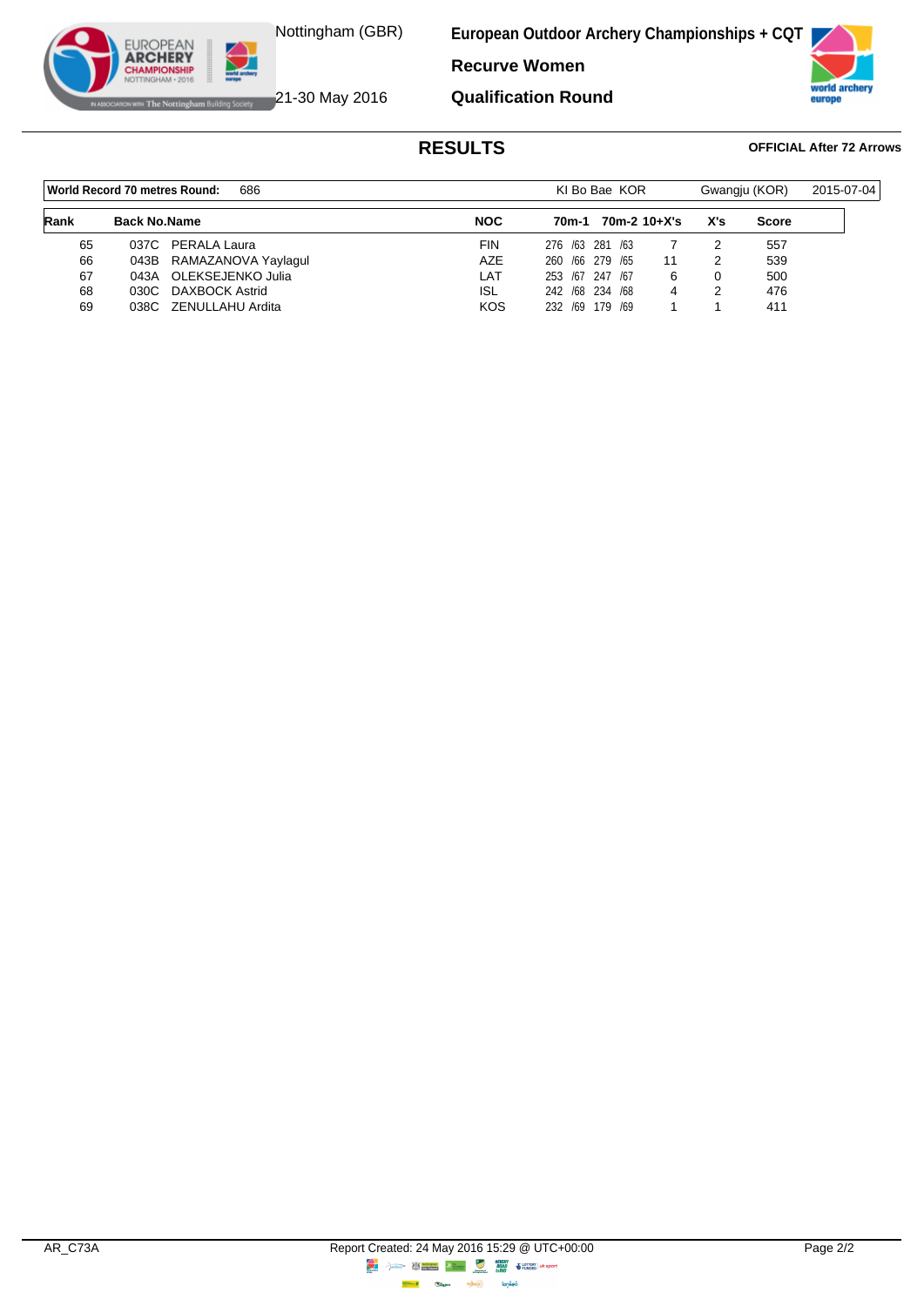Nottingham (GBR)

21-30 May 2016

**European Outdoor Archery Championships + CQT**

**Recurve Women**

**Qualification Round**

## RESULTS

**OFFICIAL After 72 Arrows**

| **World Record 70 metres Round:** | 686 | KI Bo Bae KOR | Gwangju (KOR) | 2015-07-04 |
|---|---|---|---|---|

| Rank | Back No. | Name | NOC | 70m-1 | 70m-2 | 10+X's | X's | Score |
|---|---|---|---|---|---|---|---|---|
| 65 | 037C | PERALA Laura | FIN | 276 /63 | 281 /63 | 7 | 2 | 557 |
| 66 | 043B | RAMAZANOVA Yaylagul | AZE | 260 /66 | 279 /65 | 11 | 2 | 539 |
| 67 | 043A | OLEKSEJENKO Julia | LAT | 253 /67 | 247 /67 | 6 | 0 | 500 |
| 68 | 030C | DAXBOCK Astrid | ISL | 242 /68 | 234 /68 | 4 | 2 | 476 |
| 69 | 038C | ZENULLAHU Ardita | KOS | 232 /69 | 179 /69 | 1 | 1 | 411 |

AR_C73A

Report Created: 24 May 2016 15:29 @ UTC+00:00